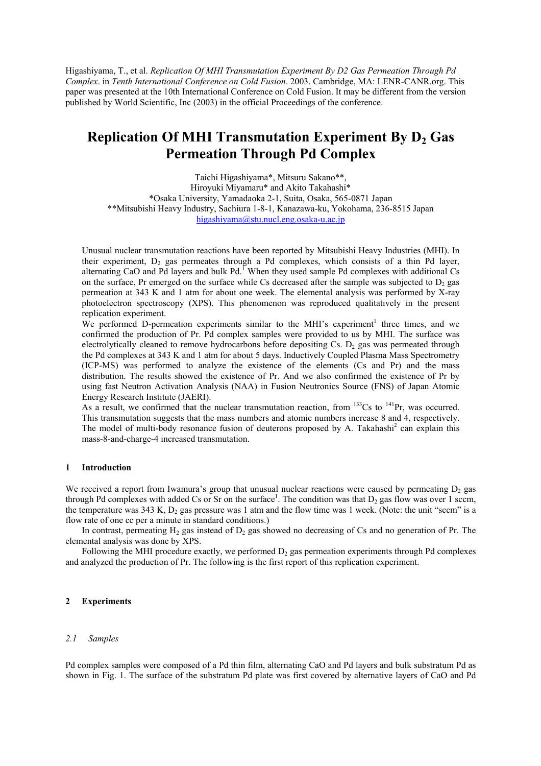Higashiyama, T., et al. *Replication Of MHI Transmutation Experiment By D2 Gas Permeation Through Pd Complex*. in *Tenth International Conference on Cold Fusion*. 2003. Cambridge, MA: LENR-CANR.org. This paper was presented at the 10th International Conference on Cold Fusion. It may be different from the version published by World Scientific, Inc (2003) in the official Proceedings of the conference.

# Replication Of MHI Transmutation Experiment By $D_2$ Gas Permeation Through Pd Complex

Taichi Higashiyama*, Mitsuru Sakano**,
Hiroyuki Miyamaru* and Akito Takahashi*
*Osaka University, Yamadaoka 2-1, Suita, Osaka, 565-0871 Japan
**Mitsubishi Heavy Industry, Sachiura 1-8-1, Kanazawa-ku, Yokohama, 236-8515 Japan
higashiyama@stu.nucl.eng.osaka-u.ac.jp

Unusual nuclear transmutation reactions have been reported by Mitsubishi Heavy Industries (MHI). In their experiment, $D_2$ gas permeates through a Pd complexes, which consists of a thin Pd layer, alternating CaO and Pd layers and bulk Pd.[1] When they used sample Pd complexes with additional Cs on the surface, Pr emerged on the surface while Cs decreased after the sample was subjected to $D_2$ gas permeation at 343 K and 1 atm for about one week. The elemental analysis was performed by X-ray photoelectron spectroscopy (XPS). This phenomenon was reproduced qualitatively in the present replication experiment.

We performed D-permeation experiments similar to the MHI's experiment[1] three times, and we confirmed the production of Pr. Pd complex samples were provided to us by MHI. The surface was electrolytically cleaned to remove hydrocarbons before depositing Cs. $D_2$ gas was permeated through the Pd complexes at 343 K and 1 atm for about 5 days. Inductively Coupled Plasma Mass Spectrometry (ICP-MS) was performed to analyze the existence of the elements (Cs and Pr) and the mass distribution. The results showed the existence of Pr. And we also confirmed the existence of Pr by using fast Neutron Activation Analysis (NAA) in Fusion Neutronics Source (FNS) of Japan Atomic Energy Research Institute (JAERI).

As a result, we confirmed that the nuclear transmutation reaction, from $^{133}$Cs to $^{141}$Pr, was occurred. This transmutation suggests that the mass numbers and atomic numbers increase 8 and 4, respectively. The model of multi-body resonance fusion of deuterons proposed by A. Takahashi[2] can explain this mass-8-and-charge-4 increased transmutation.

## 1 Introduction

We received a report from Iwamura's group that unusual nuclear reactions were caused by permeating $D_2$ gas through Pd complexes with added Cs or Sr on the surface[1]. The condition was that $D_2$ gas flow was over 1 sccm, the temperature was 343 K, $D_2$ gas pressure was 1 atm and the flow time was 1 week. (Note: the unit "sccm" is a flow rate of one cc per a minute in standard conditions.)

In contrast, permeating $H_2$ gas instead of $D_2$ gas showed no decreasing of Cs and no generation of Pr. The elemental analysis was done by XPS.

Following the MHI procedure exactly, we performed $D_2$ gas permeation experiments through Pd complexes and analyzed the production of Pr. The following is the first report of this replication experiment.

## 2 Experiments

### *2.1 Samples*

Pd complex samples were composed of a Pd thin film, alternating CaO and Pd layers and bulk substratum Pd as shown in Fig. 1. The surface of the substratum Pd plate was first covered by alternative layers of CaO and Pd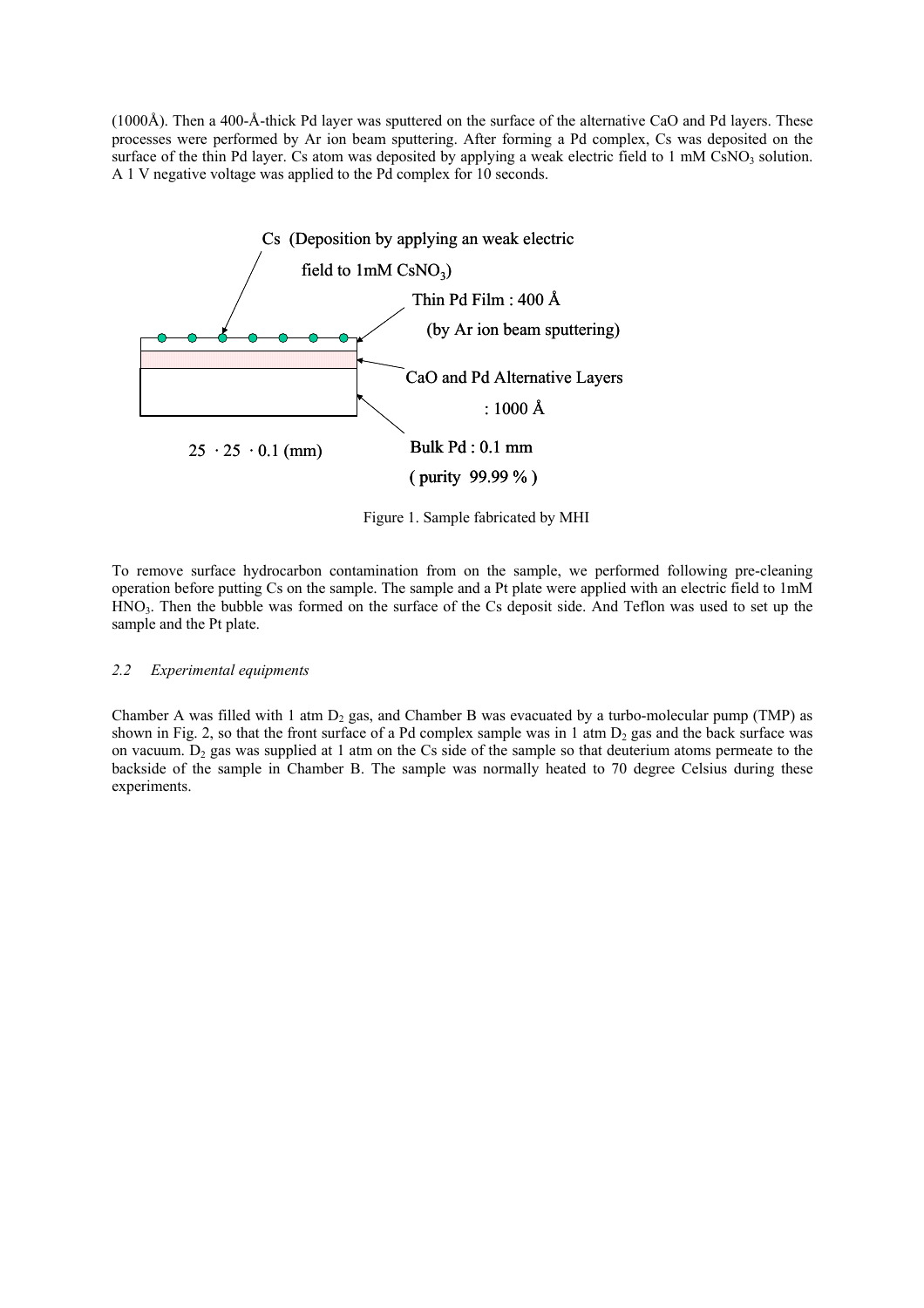(1000Å). Then a 400-Å-thick Pd layer was sputtered on the surface of the alternative CaO and Pd layers. These processes were performed by Ar ion beam sputtering. After forming a Pd complex, Cs was deposited on the surface of the thin Pd layer. Cs atom was deposited by applying a weak electric field to 1 mM $CsNO_3$ solution. A 1 V negative voltage was applied to the Pd complex for 10 seconds.

Cs (Deposition by applying an weak electric field to 1mM $CsNO_3$)

Thin Pd Film : 400 Å (by Ar ion beam sputtering)

CaO and Pd Alternative Layers : 1000 Å

Bulk Pd : 0.1 mm ( purity 99.99 % )

25 · 25 · 0.1 (mm)

Figure 1. Sample fabricated by MHI

To remove surface hydrocarbon contamination from on the sample, we performed following pre-cleaning operation before putting Cs on the sample. The sample and a Pt plate were applied with an electric field to 1mM $HNO_3$. Then the bubble was formed on the surface of the Cs deposit side. And Teflon was used to set up the sample and the Pt plate.

### *2.2 Experimental equipments*

Chamber A was filled with 1 atm $D_2$ gas, and Chamber B was evacuated by a turbo-molecular pump (TMP) as shown in Fig. 2, so that the front surface of a Pd complex sample was in 1 atm $D_2$ gas and the back surface was on vacuum. $D_2$ gas was supplied at 1 atm on the Cs side of the sample so that deuterium atoms permeate to the backside of the sample in Chamber B. The sample was normally heated to 70 degree Celsius during these experiments.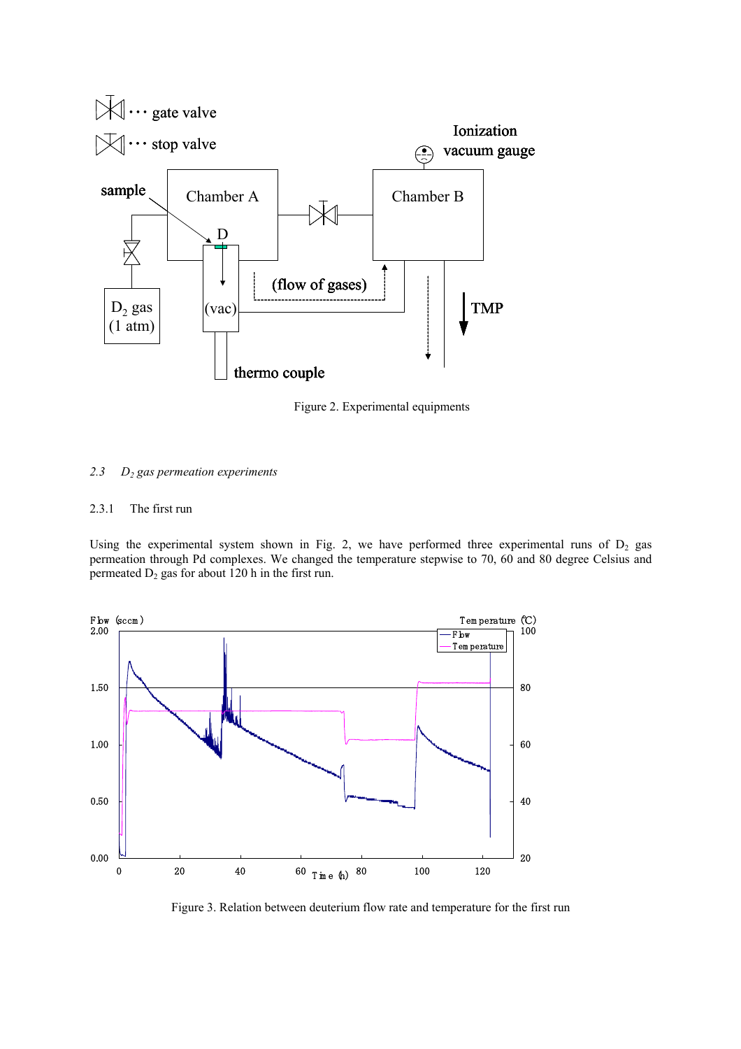Figure 2. Experimental equipments

### 2.3 *$D_2$ gas permeation experiments*

#### 2.3.1 The first run

Using the experimental system shown in Fig. 2, we have performed three experimental runs of $D_2$ gas permeation through Pd complexes. We changed the temperature stepwise to 70, 60 and 80 degree Celsius and permeated $D_2$ gas for about 120 h in the first run.

Figure 3. Relation between deuterium flow rate and temperature for the first run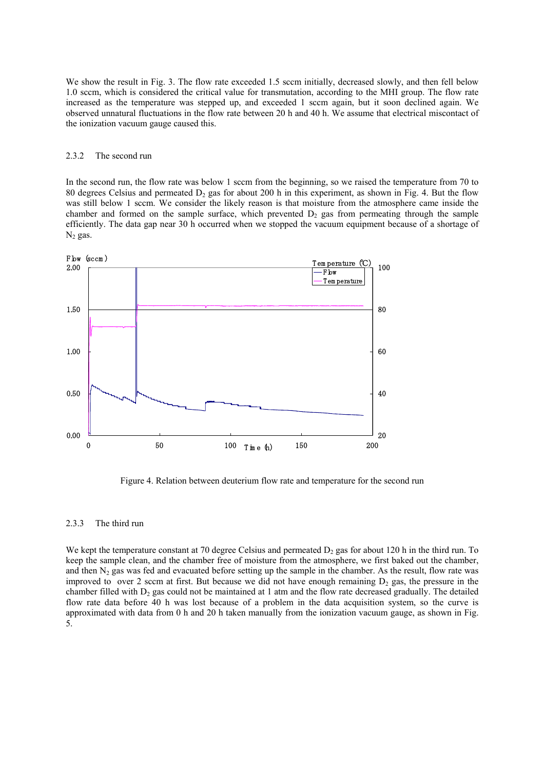We show the result in Fig. 3. The flow rate exceeded 1.5 sccm initially, decreased slowly, and then fell below 1.0 sccm, which is considered the critical value for transmutation, according to the MHI group. The flow rate increased as the temperature was stepped up, and exceeded 1 sccm again, but it soon declined again. We observed unnatural fluctuations in the flow rate between 20 h and 40 h. We assume that electrical miscontact of the ionization vacuum gauge caused this.

### 2.3.2 The second run

In the second run, the flow rate was below 1 sccm from the beginning, so we raised the temperature from 70 to 80 degrees Celsius and permeated $D_2$ gas for about 200 h in this experiment, as shown in Fig. 4. But the flow was still below 1 sccm. We consider the likely reason is that moisture from the atmosphere came inside the chamber and formed on the sample surface, which prevented $D_2$ gas from permeating through the sample efficiently. The data gap near 30 h occurred when we stopped the vacuum equipment because of a shortage of $N_2$ gas.

Figure 4. Relation between deuterium flow rate and temperature for the second run

### 2.3.3 The third run

We kept the temperature constant at 70 degree Celsius and permeated $D_2$ gas for about 120 h in the third run. To keep the sample clean, and the chamber free of moisture from the atmosphere, we first baked out the chamber, and then $N_2$ gas was fed and evacuated before setting up the sample in the chamber. As the result, flow rate was improved to over 2 sccm at first. But because we did not have enough remaining $D_2$ gas, the pressure in the chamber filled with $D_2$ gas could not be maintained at 1 atm and the flow rate decreased gradually. The detailed flow rate data before 40 h was lost because of a problem in the data acquisition system, so the curve is approximated with data from 0 h and 20 h taken manually from the ionization vacuum gauge, as shown in Fig. 5.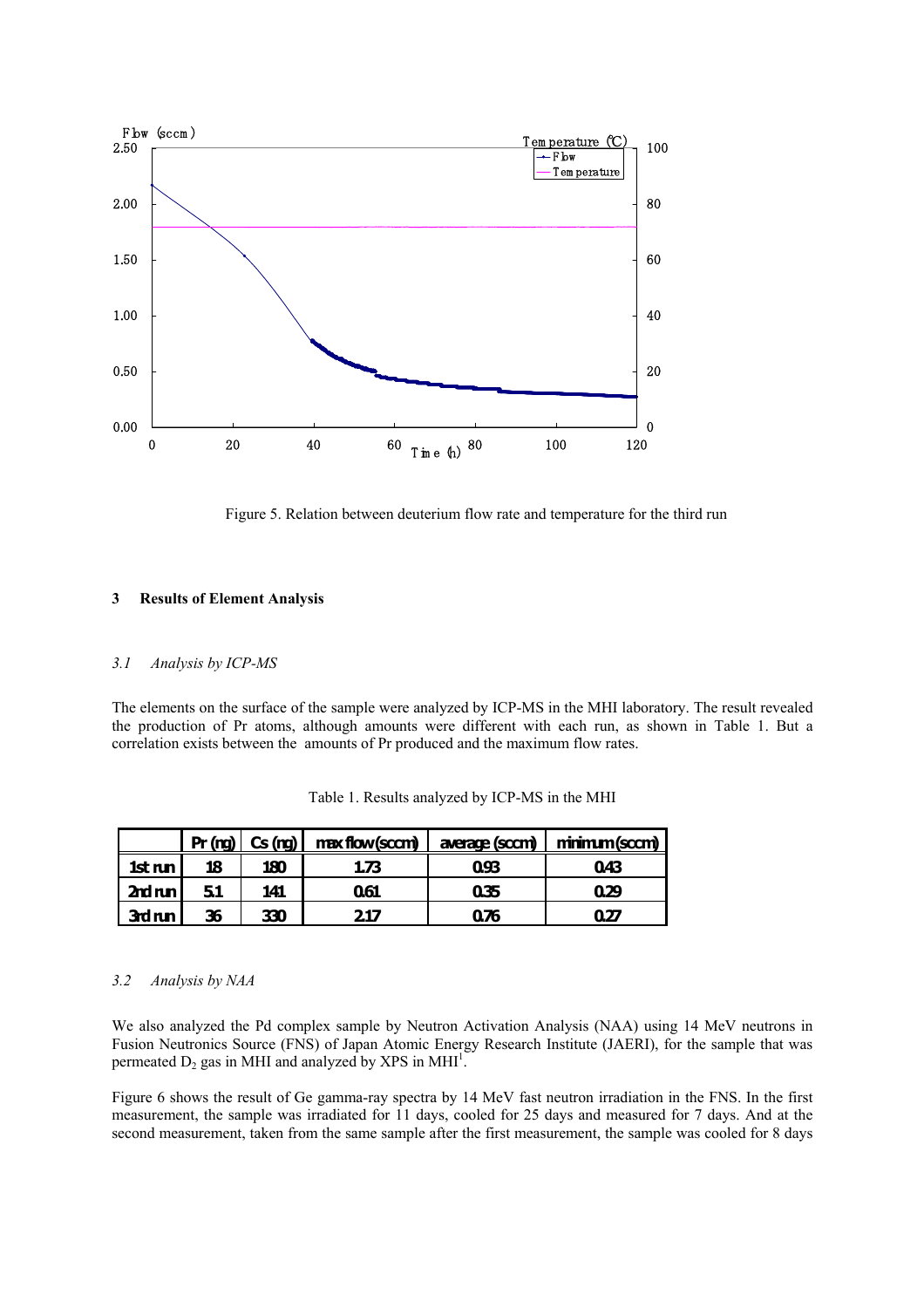Figure 5. Relation between deuterium flow rate and temperature for the third run

## 3 Results of Element Analysis

### *3.1 Analysis by ICP-MS*

The elements on the surface of the sample were analyzed by ICP-MS in the MHI laboratory. The result revealed the production of Pr atoms, although amounts were different with each run, as shown in Table 1. But a correlation exists between the amounts of Pr produced and the maximum flow rates.

Table 1. Results analyzed by ICP-MS in the MHI

| | Pr (ng) | Cs (ng) | max flow (sccm) | average (sccm) | minimum (sccm) |
|---|---|---|---|---|---|
| 1st run | 18 | 180 | 1.73 | 0.93 | 0.43 |
| 2nd run | 5.1 | 141 | 0.61 | 0.35 | 0.29 |
| 3rd run | 36 | 330 | 2.17 | 0.76 | 0.27 |

### *3.2 Analysis by NAA*

We also analyzed the Pd complex sample by Neutron Activation Analysis (NAA) using 14 MeV neutrons in Fusion Neutronics Source (FNS) of Japan Atomic Energy Research Institute (JAERI), for the sample that was permeated $D_2$ gas in MHI and analyzed by XPS in MHI[1].

Figure 6 shows the result of Ge gamma-ray spectra by 14 MeV fast neutron irradiation in the FNS. In the first measurement, the sample was irradiated for 11 days, cooled for 25 days and measured for 7 days. And at the second measurement, taken from the same sample after the first measurement, the sample was cooled for 8 days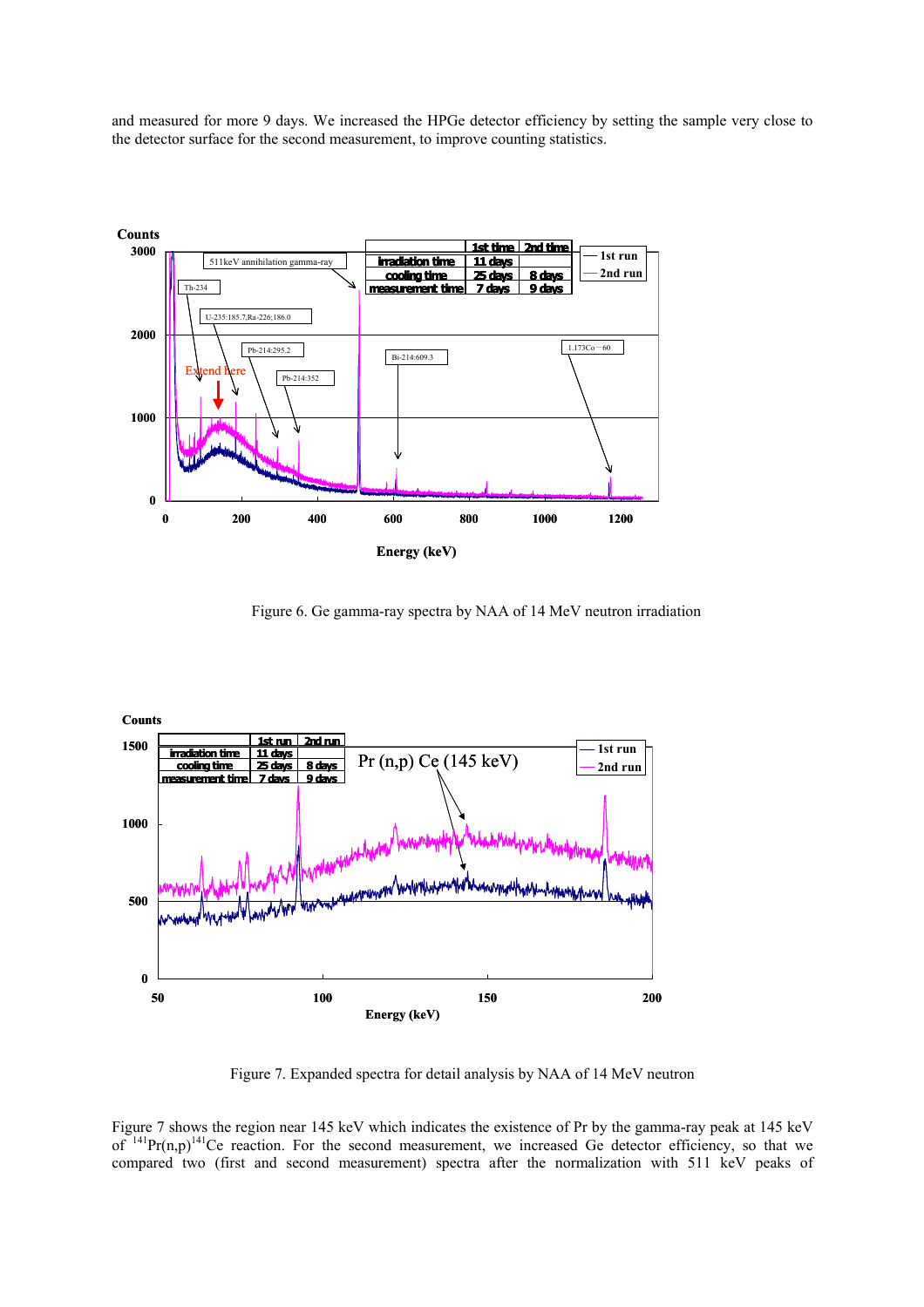and measured for more 9 days. We increased the HPGe detector efficiency by setting the sample very close to the detector surface for the second measurement, to improve counting statistics.

Figure 6. Ge gamma-ray spectra by NAA of 14 MeV neutron irradiation

Figure 7. Expanded spectra for detail analysis by NAA of 14 MeV neutron

Figure 7 shows the region near 145 keV which indicates the existence of Pr by the gamma-ray peak at 145 keV of $^{141}Pr(n,p)^{141}Ce$ reaction. For the second measurement, we increased Ge detector efficiency, so that we compared two (first and second measurement) spectra after the normalization with 511 keV peaks of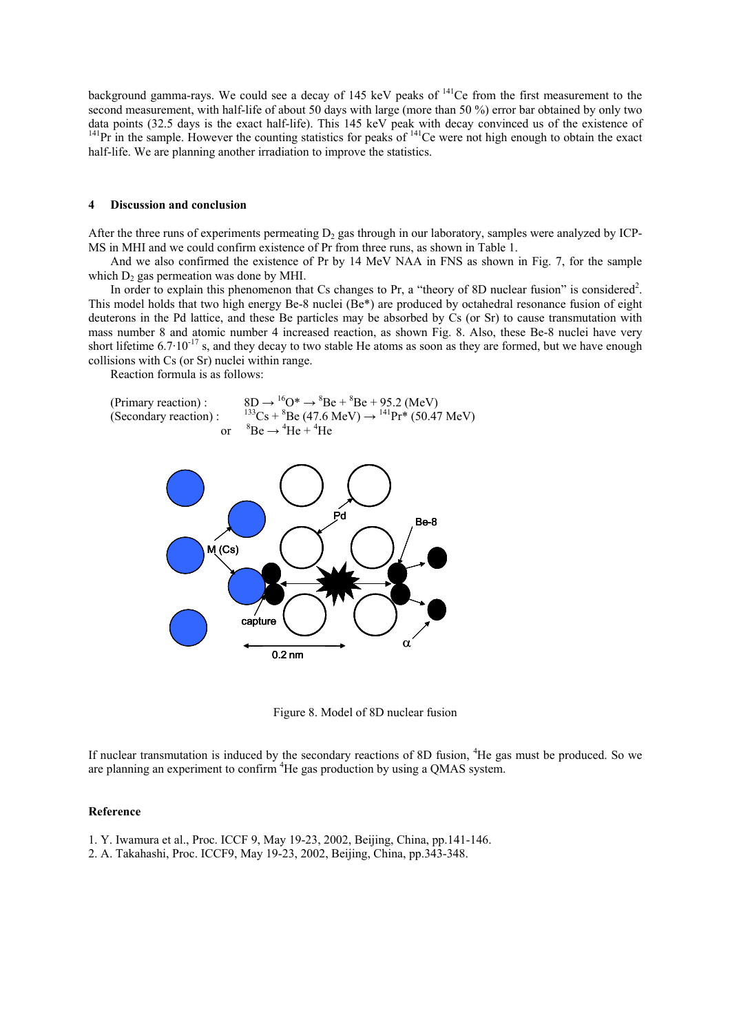background gamma-rays. We could see a decay of 145 keV peaks of $^{141}Ce$ from the first measurement to the second measurement, with half-life of about 50 days with large (more than 50 %) error bar obtained by only two data points (32.5 days is the exact half-life). This 145 keV peak with decay convinced us of the existence of $^{141}Pr$ in the sample. However the counting statistics for peaks of $^{141}Ce$ were not high enough to obtain the exact half-life. We are planning another irradiation to improve the statistics.

#### 4 Discussion and conclusion

After the three runs of experiments permeating $D_2$ gas through in our laboratory, samples were analyzed by ICP-MS in MHI and we could confirm existence of Pr from three runs, as shown in Table 1.

And we also confirmed the existence of Pr by 14 MeV NAA in FNS as shown in Fig. 7, for the sample which $D_2$ gas permeation was done by MHI.

In order to explain this phenomenon that Cs changes to Pr, a "theory of 8D nuclear fusion" is considered[2]. This model holds that two high energy Be-8 nuclei (Be*) are produced by octahedral resonance fusion of eight deuterons in the Pd lattice, and these Be particles may be absorbed by Cs (or Sr) to cause transmutation with mass number 8 and atomic number 4 increased reaction, as shown Fig. 8. Also, these Be-8 nuclei have very short lifetime $6.7 \cdot 10^{-17}$ s, and they decay to two stable He atoms as soon as they are formed, but we have enough collisions with Cs (or Sr) nuclei within range.

Reaction formula is as follows:

(Primary reaction) : $8D \rightarrow {}^{16}O^* \rightarrow {}^{8}Be + {}^{8}Be + 95.2$ (MeV)

(Secondary reaction) : ${}^{133}Cs + {}^{8}Be$ (47.6 MeV) $\rightarrow {}^{141}Pr^*$ (50.47 MeV)

or ${}^{8}Be \rightarrow {}^{4}He + {}^{4}He$

Pd

Be-8

M (Cs)

capture

α

0.2 nm

Figure 8. Model of 8D nuclear fusion

If nuclear transmutation is induced by the secondary reactions of 8D fusion, $^{4}He$ gas must be produced. So we are planning an experiment to confirm $^{4}He$ gas production by using a QMAS system.

#### Reference

1. Y. Iwamura et al., Proc. ICCF 9, May 19-23, 2002, Beijing, China, pp.141-146.
2. A. Takahashi, Proc. ICCF9, May 19-23, 2002, Beijing, China, pp.343-348.